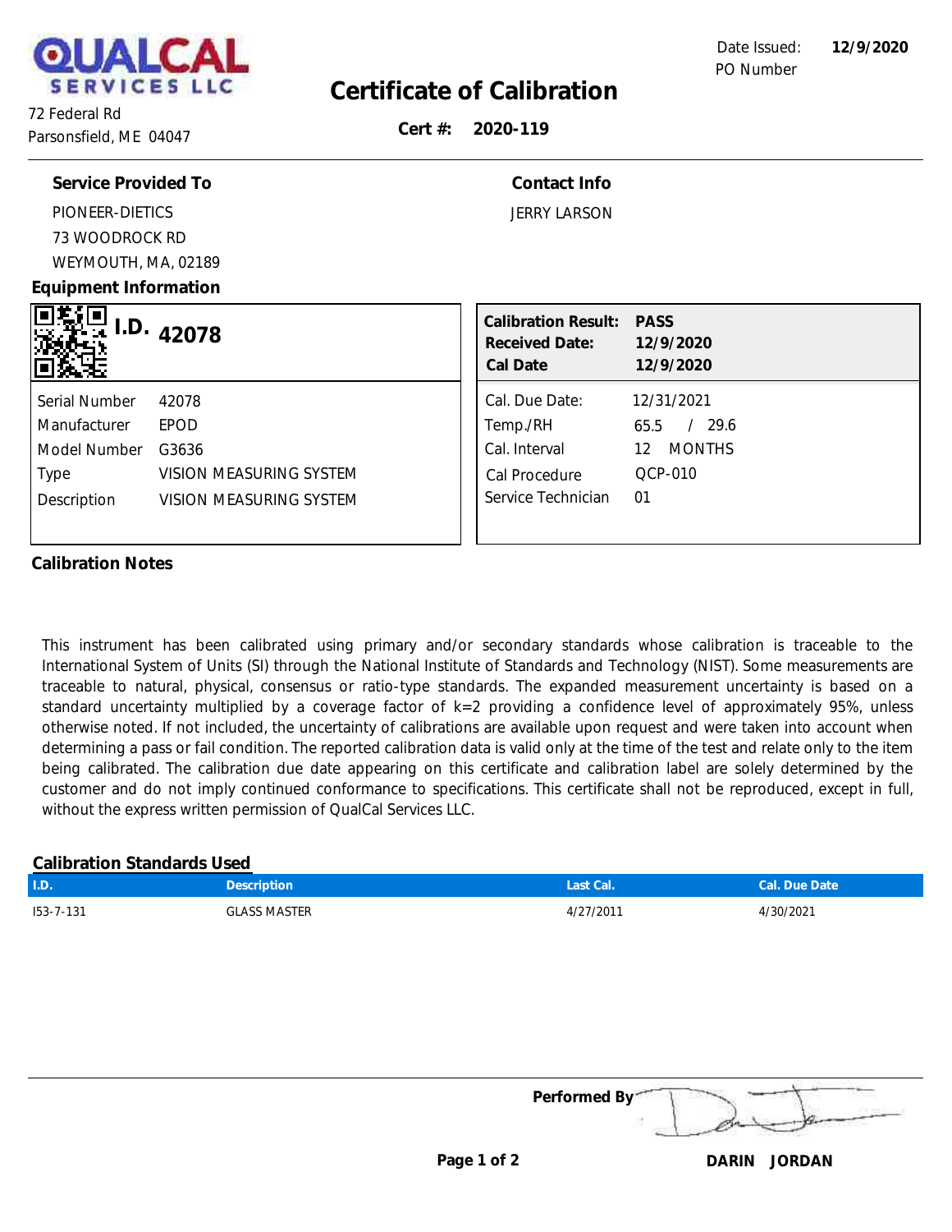QUALCAL SERVICES LLC

72 Federal Rd
Parsonsfield, ME 04047

# Certificate of Calibration

**Cert #: 2020-119**

Date Issued: **12/9/2020**
PO Number

## Service Provided To

PIONEER-DIETICS
73 WOODROCK RD
WEYMOUTH, MA, 02189

## Contact Info

JERRY LARSON

## Equipment Information

**I.D. 42078**

| | |
|---|---|
| Serial Number | 42078 |
| Manufacturer | EPOD |
| Model Number | G3636 |
| Type | VISION MEASURING SYSTEM |
| Description | VISION MEASURING SYSTEM |

| | |
|---|---|
| **Calibration Result:** | **PASS** |
| **Received Date:** | **12/9/2020** |
| **Cal Date** | **12/9/2020** |
| Cal. Due Date: | 12/31/2021 |
| Temp./RH | 65.5 / 29.6 |
| Cal. Interval | 12 MONTHS |
| Cal Procedure | QCP-010 |
| Service Technician | 01 |

## Calibration Notes

This instrument has been calibrated using primary and/or secondary standards whose calibration is traceable to the International System of Units (SI) through the National Institute of Standards and Technology (NIST). Some measurements are traceable to natural, physical, consensus or ratio-type standards. The expanded measurement uncertainty is based on a standard uncertainty multiplied by a coverage factor of k=2 providing a confidence level of approximately 95%, unless otherwise noted. If not included, the uncertainty of calibrations are available upon request and were taken into account when determining a pass or fail condition. The reported calibration data is valid only at the time of the test and relate only to the item being calibrated. The calibration due date appearing on this certificate and calibration label are solely determined by the customer and do not imply continued conformance to specifications. This certificate shall not be reproduced, except in full, without the express written permission of QualCal Services LLC.

## Calibration Standards Used

| I.D. | Description | Last Cal. | Cal. Due Date |
|---|---|---|---|
| I53-7-131 | GLASS MASTER | 4/27/2011 | 4/30/2021 |

**Performed By**

**DARIN JORDAN**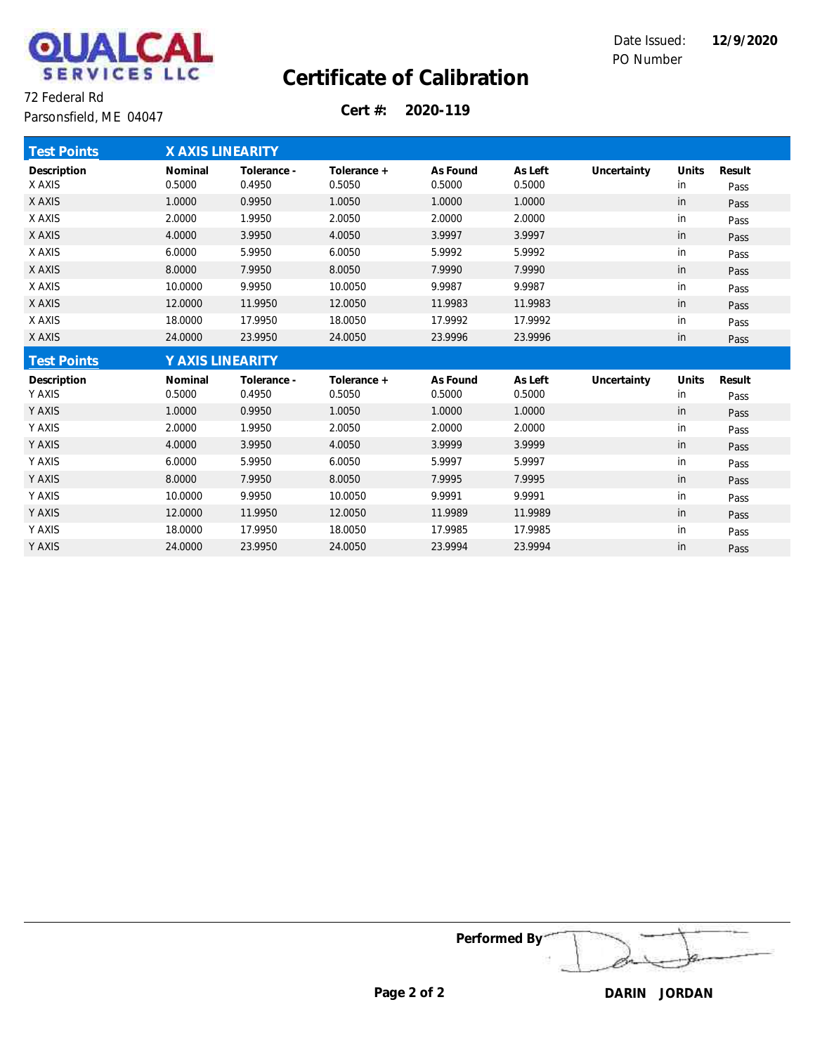QUALCAL SERVICES LLC

72 Federal Rd
Parsonsfield, ME 04047

# Certificate of Calibration

**Cert #:** 2020-119

Date Issued: **12/9/2020**
PO Number

| Test Points | X AXIS LINEARITY | | | | | | | |
|---|---|---|---|---|---|---|---|---|
| **Description** | **Nominal** | **Tolerance -** | **Tolerance +** | **As Found** | **As Left** | **Uncertainty** | **Units** | **Result** |
| X AXIS | 0.5000 | 0.4950 | 0.5050 | 0.5000 | 0.5000 | | in | Pass |
| X AXIS | 1.0000 | 0.9950 | 1.0050 | 1.0000 | 1.0000 | | in | Pass |
| X AXIS | 2.0000 | 1.9950 | 2.0050 | 2.0000 | 2.0000 | | in | Pass |
| X AXIS | 4.0000 | 3.9950 | 4.0050 | 3.9997 | 3.9997 | | in | Pass |
| X AXIS | 6.0000 | 5.9950 | 6.0050 | 5.9992 | 5.9992 | | in | Pass |
| X AXIS | 8.0000 | 7.9950 | 8.0050 | 7.9990 | 7.9990 | | in | Pass |
| X AXIS | 10.0000 | 9.9950 | 10.0050 | 9.9987 | 9.9987 | | in | Pass |
| X AXIS | 12.0000 | 11.9950 | 12.0050 | 11.9983 | 11.9983 | | in | Pass |
| X AXIS | 18.0000 | 17.9950 | 18.0050 | 17.9992 | 17.9992 | | in | Pass |
| X AXIS | 24.0000 | 23.9950 | 24.0050 | 23.9996 | 23.9996 | | in | Pass |

| Test Points | Y AXIS LINEARITY | | | | | | | |
|---|---|---|---|---|---|---|---|---|
| **Description** | **Nominal** | **Tolerance -** | **Tolerance +** | **As Found** | **As Left** | **Uncertainty** | **Units** | **Result** |
| Y AXIS | 0.5000 | 0.4950 | 0.5050 | 0.5000 | 0.5000 | | in | Pass |
| Y AXIS | 1.0000 | 0.9950 | 1.0050 | 1.0000 | 1.0000 | | in | Pass |
| Y AXIS | 2.0000 | 1.9950 | 2.0050 | 2.0000 | 2.0000 | | in | Pass |
| Y AXIS | 4.0000 | 3.9950 | 4.0050 | 3.9999 | 3.9999 | | in | Pass |
| Y AXIS | 6.0000 | 5.9950 | 6.0050 | 5.9997 | 5.9997 | | in | Pass |
| Y AXIS | 8.0000 | 7.9950 | 8.0050 | 7.9995 | 7.9995 | | in | Pass |
| Y AXIS | 10.0000 | 9.9950 | 10.0050 | 9.9991 | 9.9991 | | in | Pass |
| Y AXIS | 12.0000 | 11.9950 | 12.0050 | 11.9989 | 11.9989 | | in | Pass |
| Y AXIS | 18.0000 | 17.9950 | 18.0050 | 17.9985 | 17.9985 | | in | Pass |
| Y AXIS | 24.0000 | 23.9950 | 24.0050 | 23.9994 | 23.9994 | | in | Pass |

**Performed By**

**DARIN JORDAN**